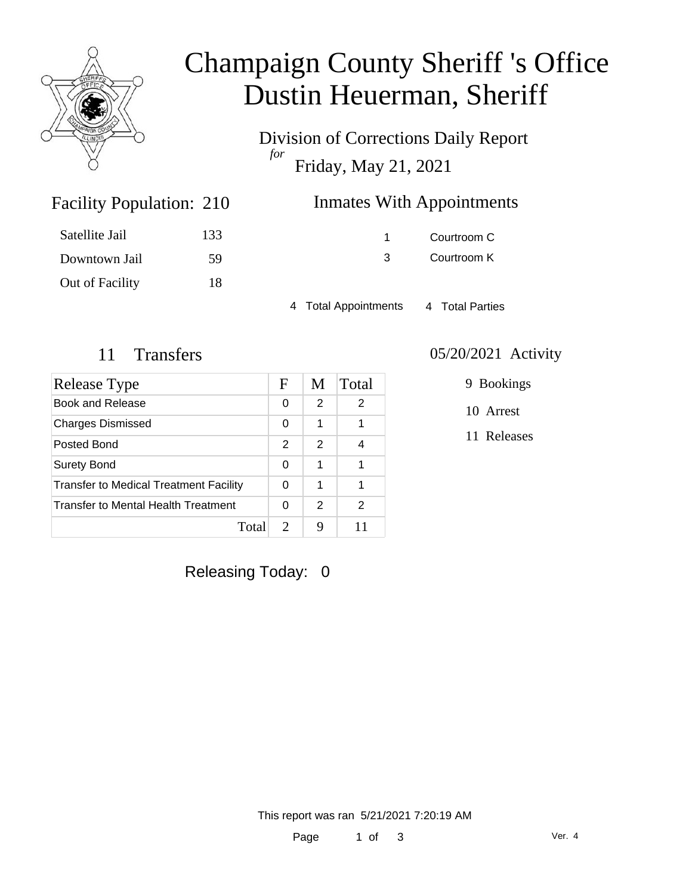# Champaign County Sheriff 's Office
# Dustin Heuerman, Sheriff

Division of Corrections Daily Report
*for*
Friday, May 21, 2021

## Facility Population: 210

| | |
|---|---|
| Satellite Jail | 133 |
| Downtown Jail | 59 |
| Out of Facility | 18 |

## Inmates With Appointments

| | |
|---|---|
| 1 | Courtroom C |
| 3 | Courtroom K |

4 Total Appointments 4 Total Parties

## 11 Transfers

| Release Type | F | M | Total |
|---|---|---|---|
| Book and Release | 0 | 2 | 2 |
| Charges Dismissed | 0 | 1 | 1 |
| Posted Bond | 2 | 2 | 4 |
| Surety Bond | 0 | 1 | 1 |
| Transfer to Medical Treatment Facility | 0 | 1 | 1 |
| Transfer to Mental Health Treatment | 0 | 2 | 2 |
| Total | 2 | 9 | 11 |

## 05/20/2021 Activity

- 9 Bookings
- 10 Arrest
- 11 Releases

Releasing Today: 0

This report was ran 5/21/2021 7:20:19 AM

Ver. 4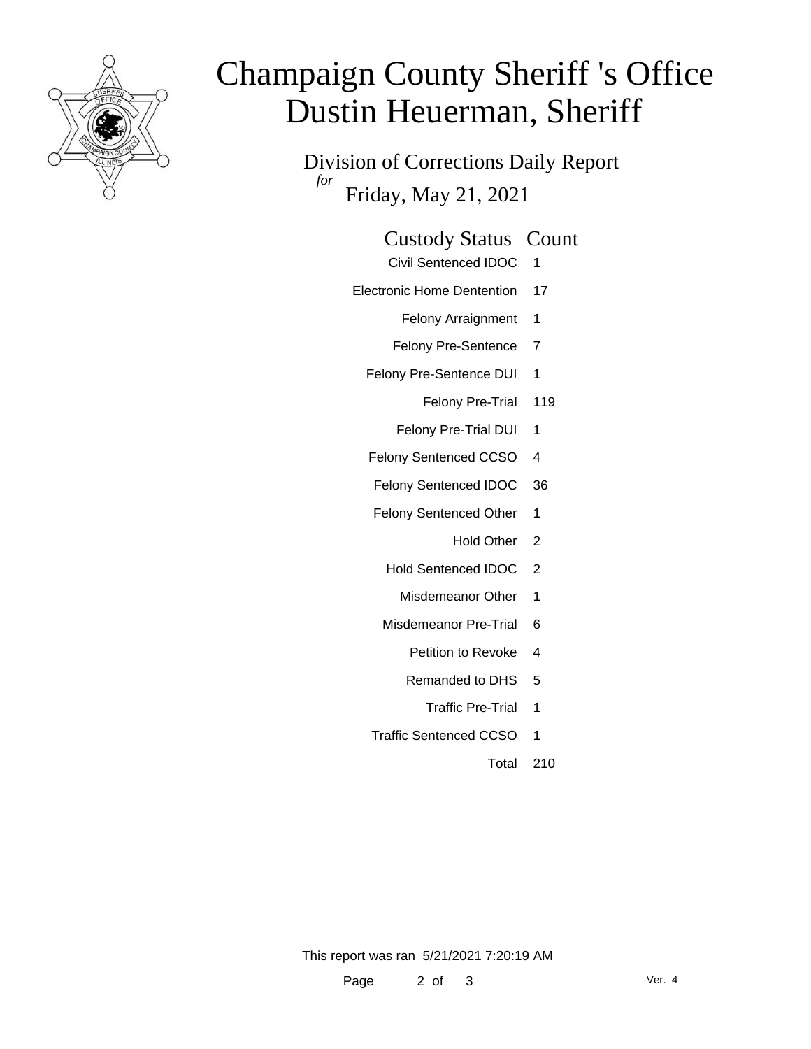# Champaign County Sheriff 's Office
# Dustin Heuerman, Sheriff

## Division of Corrections Daily Report
*for*
Friday, May 21, 2021

| Custody Status | Count |
|---|---|
| Civil Sentenced IDOC | 1 |
| Electronic Home Dentention | 17 |
| Felony Arraignment | 1 |
| Felony Pre-Sentence | 7 |
| Felony Pre-Sentence DUI | 1 |
| Felony Pre-Trial | 119 |
| Felony Pre-Trial DUI | 1 |
| Felony Sentenced CCSO | 4 |
| Felony Sentenced IDOC | 36 |
| Felony Sentenced Other | 1 |
| Hold Other | 2 |
| Hold Sentenced IDOC | 2 |
| Misdemeanor Other | 1 |
| Misdemeanor Pre-Trial | 6 |
| Petition to Revoke | 4 |
| Remanded to DHS | 5 |
| Traffic Pre-Trial | 1 |
| Traffic Sentenced CCSO | 1 |
| Total | 210 |

This report was ran 5/21/2021 7:20:19 AM

Ver. 4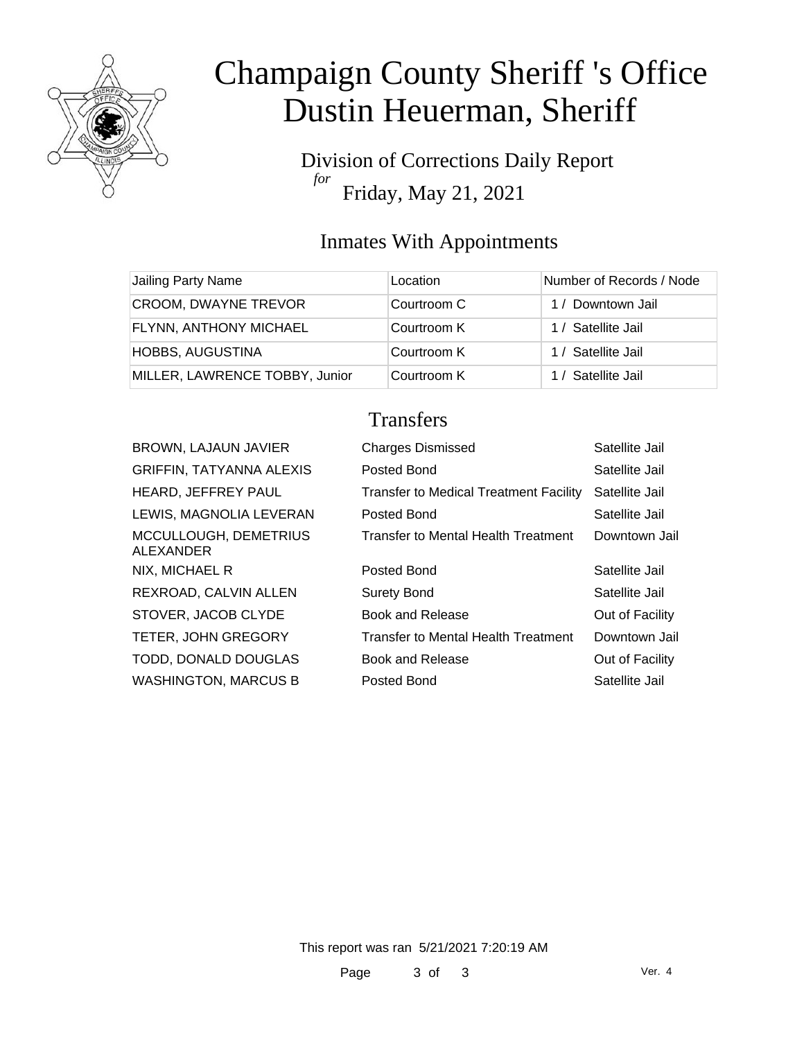# Champaign County Sheriff 's Office
# Dustin Heuerman, Sheriff

Division of Corrections Daily Report
*for*
Friday, May 21, 2021

## Inmates With Appointments

| Jailing Party Name | Location | Number of Records / Node |
|---|---|---|
| CROOM, DWAYNE TREVOR | Courtroom C | 1 / Downtown Jail |
| FLYNN, ANTHONY MICHAEL | Courtroom K | 1 / Satellite Jail |
| HOBBS, AUGUSTINA | Courtroom K | 1 / Satellite Jail |
| MILLER, LAWRENCE TOBBY, Junior | Courtroom K | 1 / Satellite Jail |

## Transfers

| | | |
|---|---|---|
| BROWN, LAJAUN JAVIER | Charges Dismissed | Satellite Jail |
| GRIFFIN, TATYANNA ALEXIS | Posted Bond | Satellite Jail |
| HEARD, JEFFREY PAUL | Transfer to Medical Treatment Facility | Satellite Jail |
| LEWIS, MAGNOLIA LEVERAN | Posted Bond | Satellite Jail |
| MCCULLOUGH, DEMETRIUS ALEXANDER | Transfer to Mental Health Treatment | Downtown Jail |
| NIX, MICHAEL R | Posted Bond | Satellite Jail |
| REXROAD, CALVIN ALLEN | Surety Bond | Satellite Jail |
| STOVER, JACOB CLYDE | Book and Release | Out of Facility |
| TETER, JOHN GREGORY | Transfer to Mental Health Treatment | Downtown Jail |
| TODD, DONALD DOUGLAS | Book and Release | Out of Facility |
| WASHINGTON, MARCUS B | Posted Bond | Satellite Jail |

This report was ran 5/21/2021 7:20:19 AM

Ver. 4